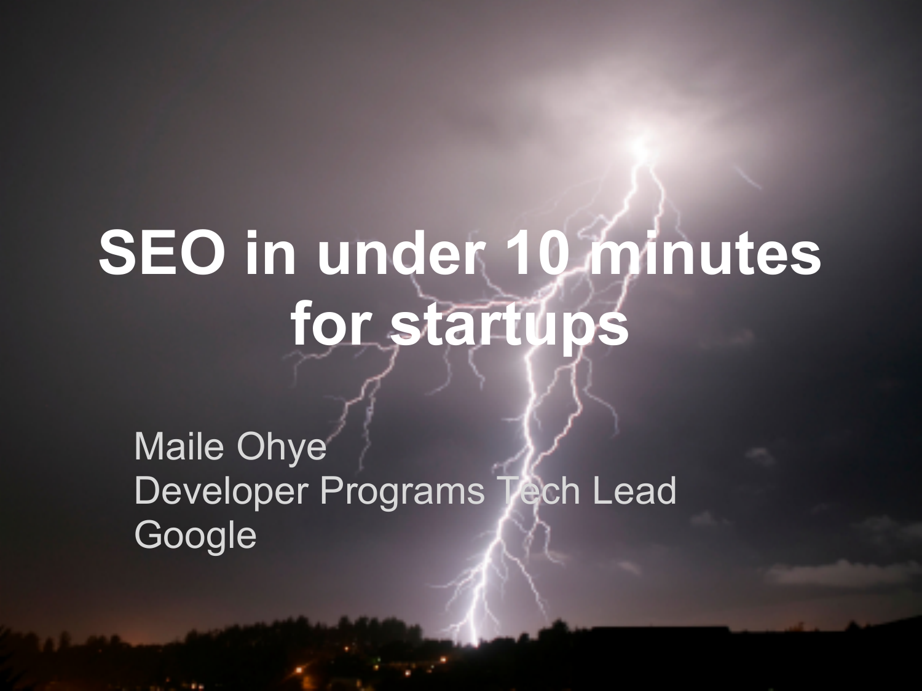# SEO in under 10 minutes for startups

Maile Ohye
Developer Programs Tech Lead
Google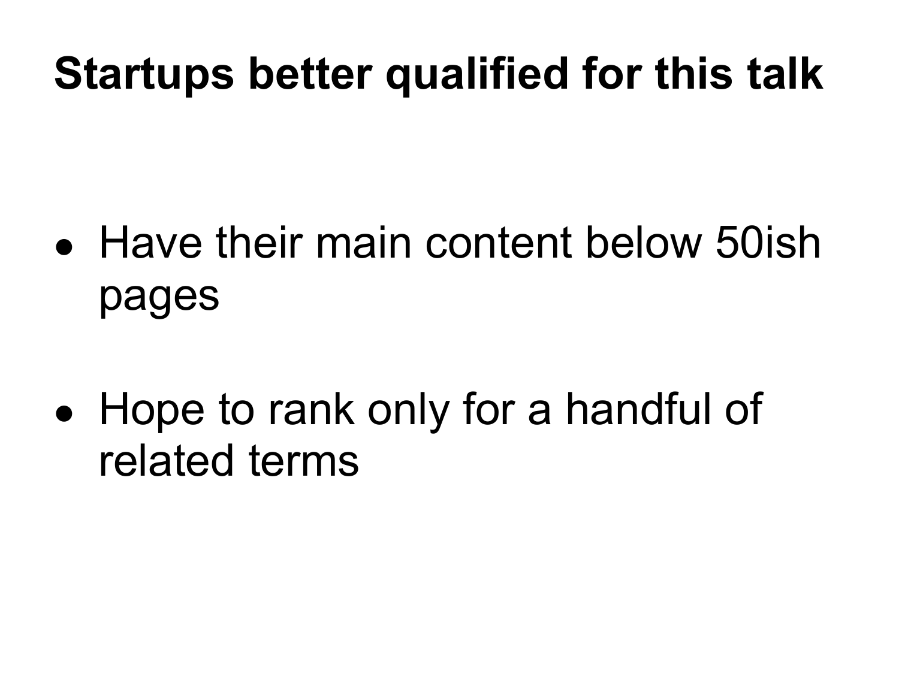# Startups better qualified for this talk

- Have their main content below 50ish pages

- Hope to rank only for a handful of related terms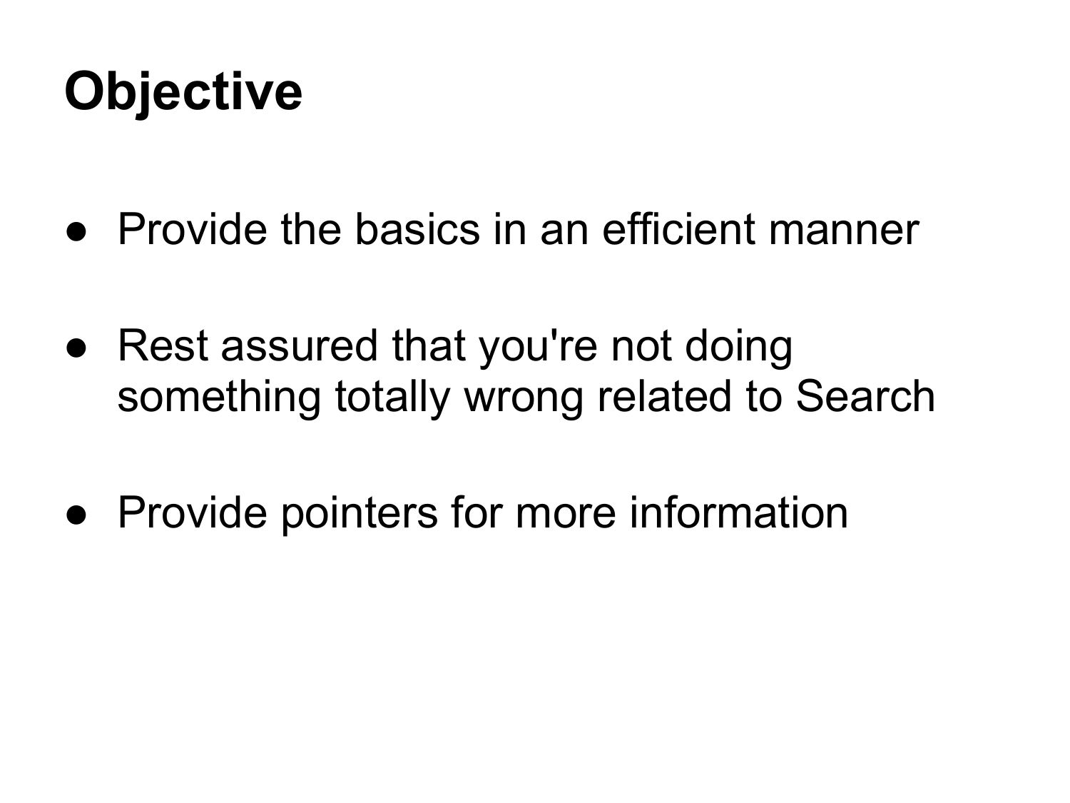# Objective

- Provide the basics in an efficient manner
- Rest assured that you're not doing something totally wrong related to Search
- Provide pointers for more information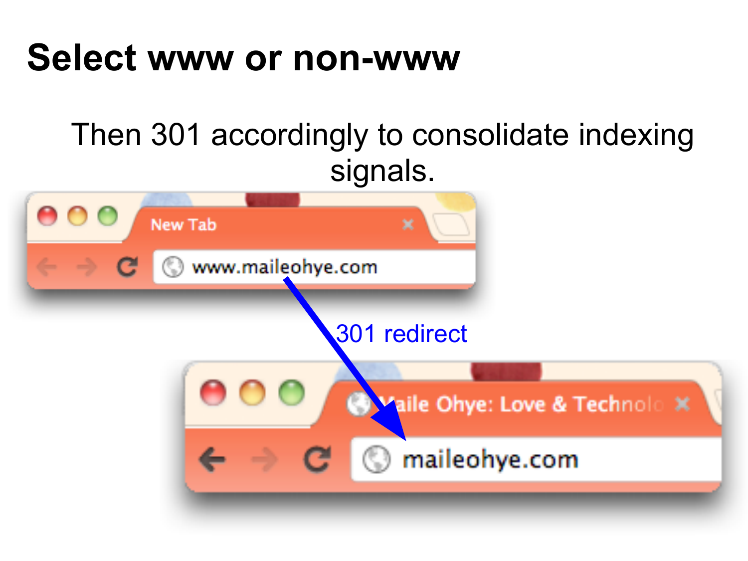# Select www or non-www

Then 301 accordingly to consolidate indexing signals.

www.maileohye.com

301 redirect

maileohye.com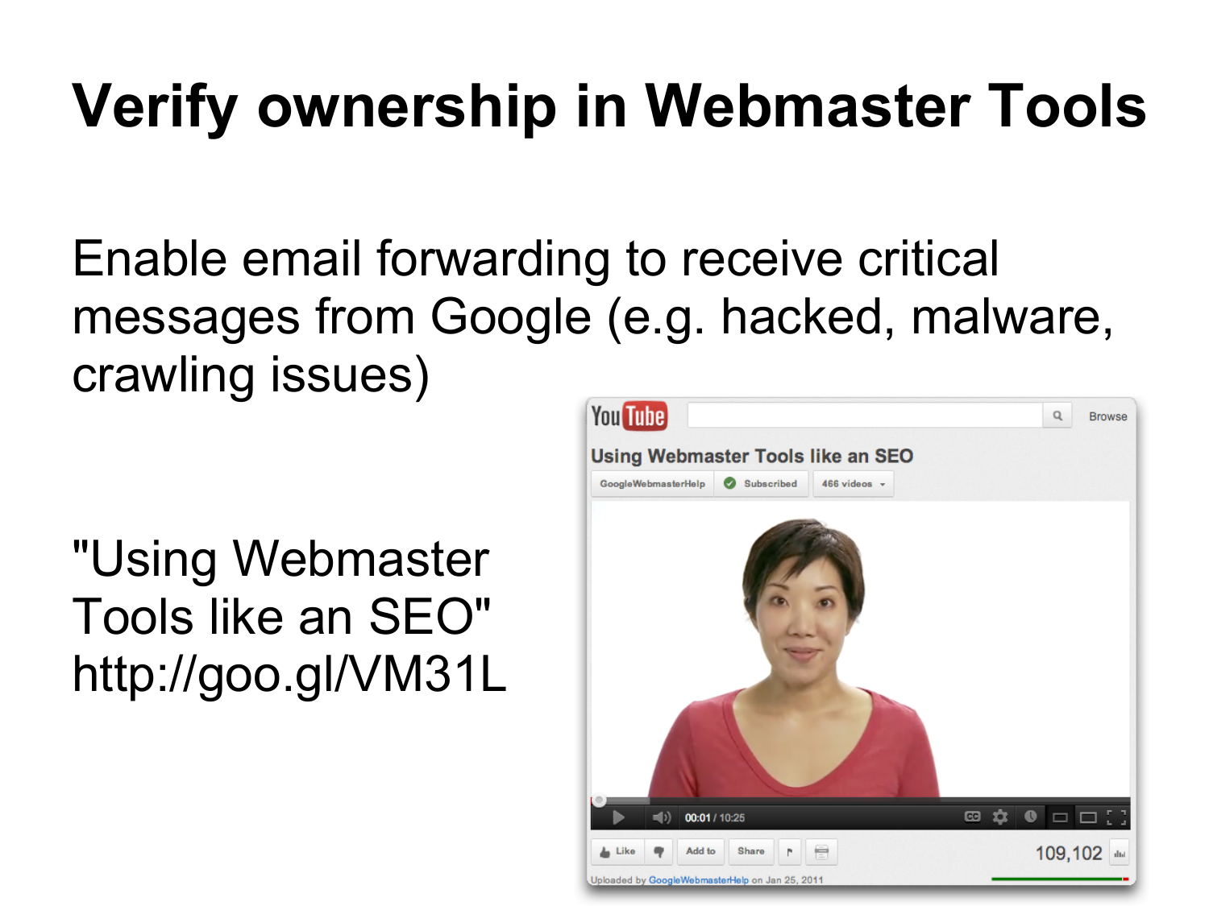# Verify ownership in Webmaster Tools

Enable email forwarding to receive critical messages from Google (e.g. hacked, malware, crawling issues)

"Using Webmaster Tools like an SEO"
http://goo.gl/VM31L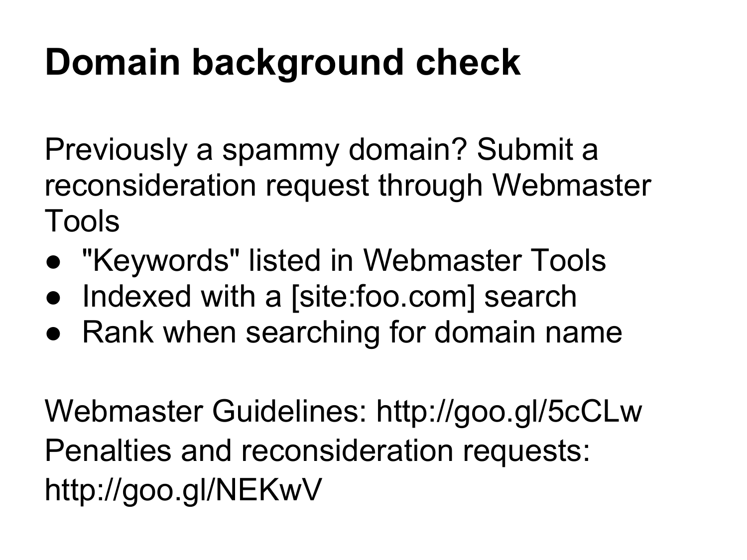# Domain background check

Previously a spammy domain? Submit a reconsideration request through Webmaster Tools

- "Keywords" listed in Webmaster Tools
- Indexed with a [site:foo.com] search
- Rank when searching for domain name

Webmaster Guidelines: http://goo.gl/5cCLw
Penalties and reconsideration requests: http://goo.gl/NEKwV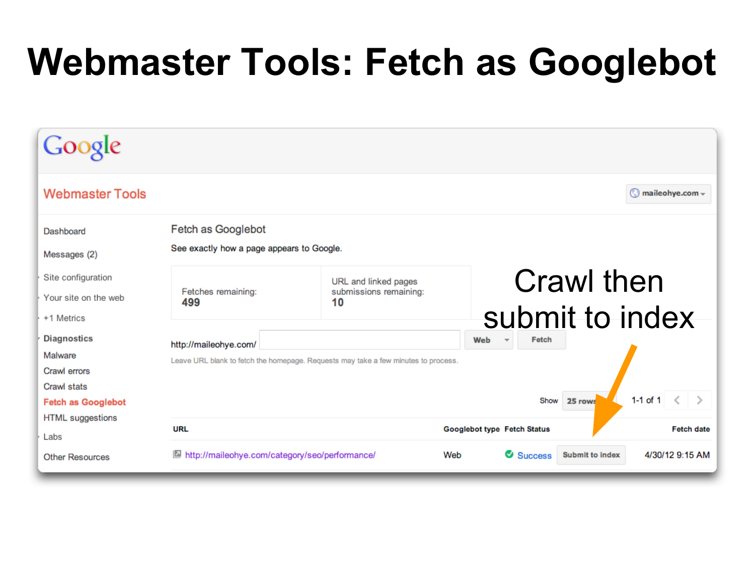# Webmaster Tools: Fetch as Googlebot

Google

Webmaster Tools

maileohye.com

- Dashboard
- Messages (2)
- Site configuration
- Your site on the web
- +1 Metrics
- **Diagnostics**
- Malware
- Crawl errors
- Crawl stats
- **Fetch as Googlebot**
- HTML suggestions
- Labs
- Other Resources

Fetch as Googlebot

See exactly how a page appears to Google.

| Fetches remaining: **499** | URL and linked pages submissions remaining: **10** |
|---|---|

http://maileohye.com/ [ ] Web Fetch

Leave URL blank to fetch the homepage. Requests may take a few minutes to process.

Show 25 rows 1-1 of 1

| URL | Googlebot type | Fetch Status | | Fetch date |
|---|---|---|---|---|
| http://maileohye.com/category/seo/performance/ | Web | Success | Submit to index | 4/30/12 9:15 AM |

Crawl then submit to index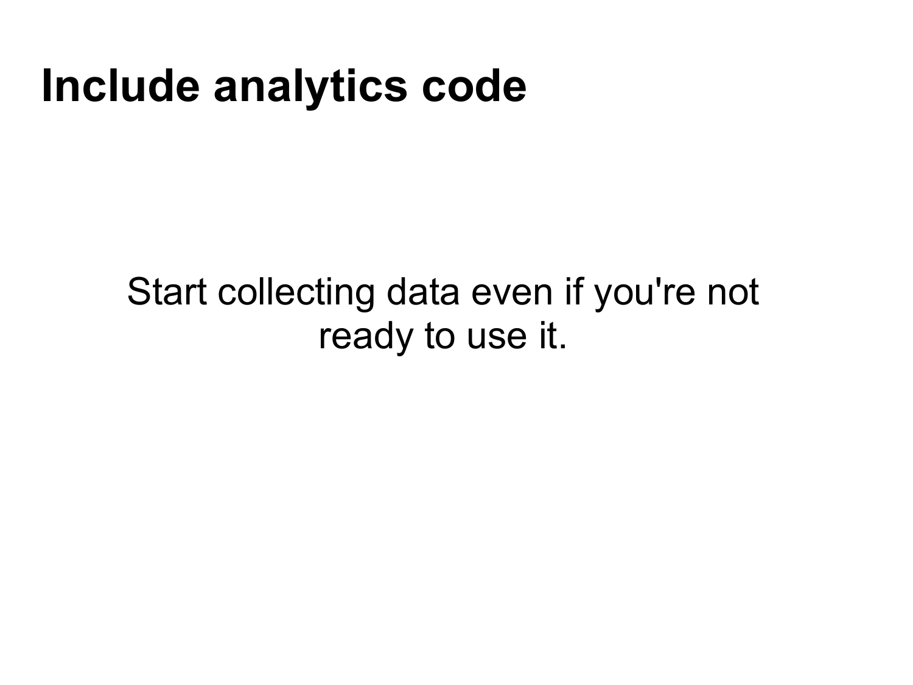# Include analytics code

Start collecting data even if you're not ready to use it.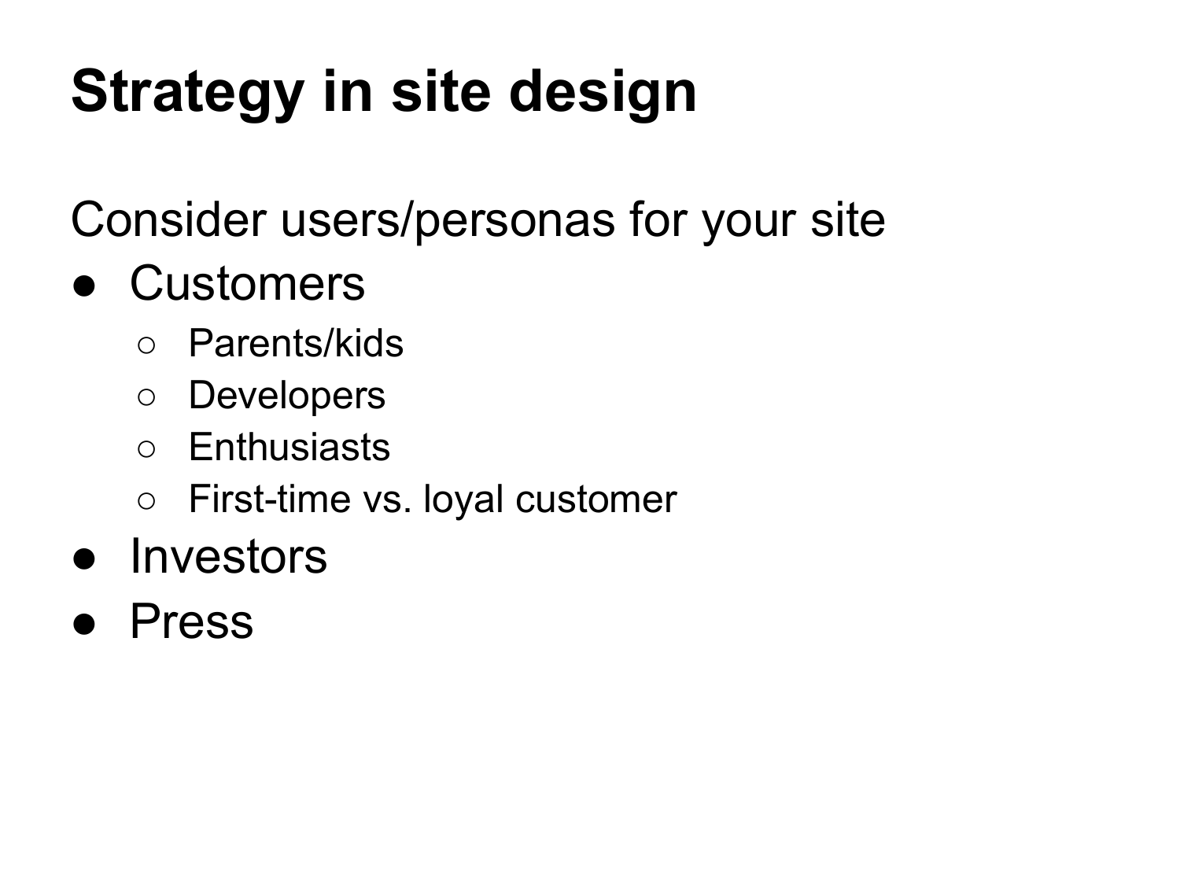# Strategy in site design

Consider users/personas for your site

- Customers
  - Parents/kids
  - Developers
  - Enthusiasts
  - First-time vs. loyal customer
- Investors
- Press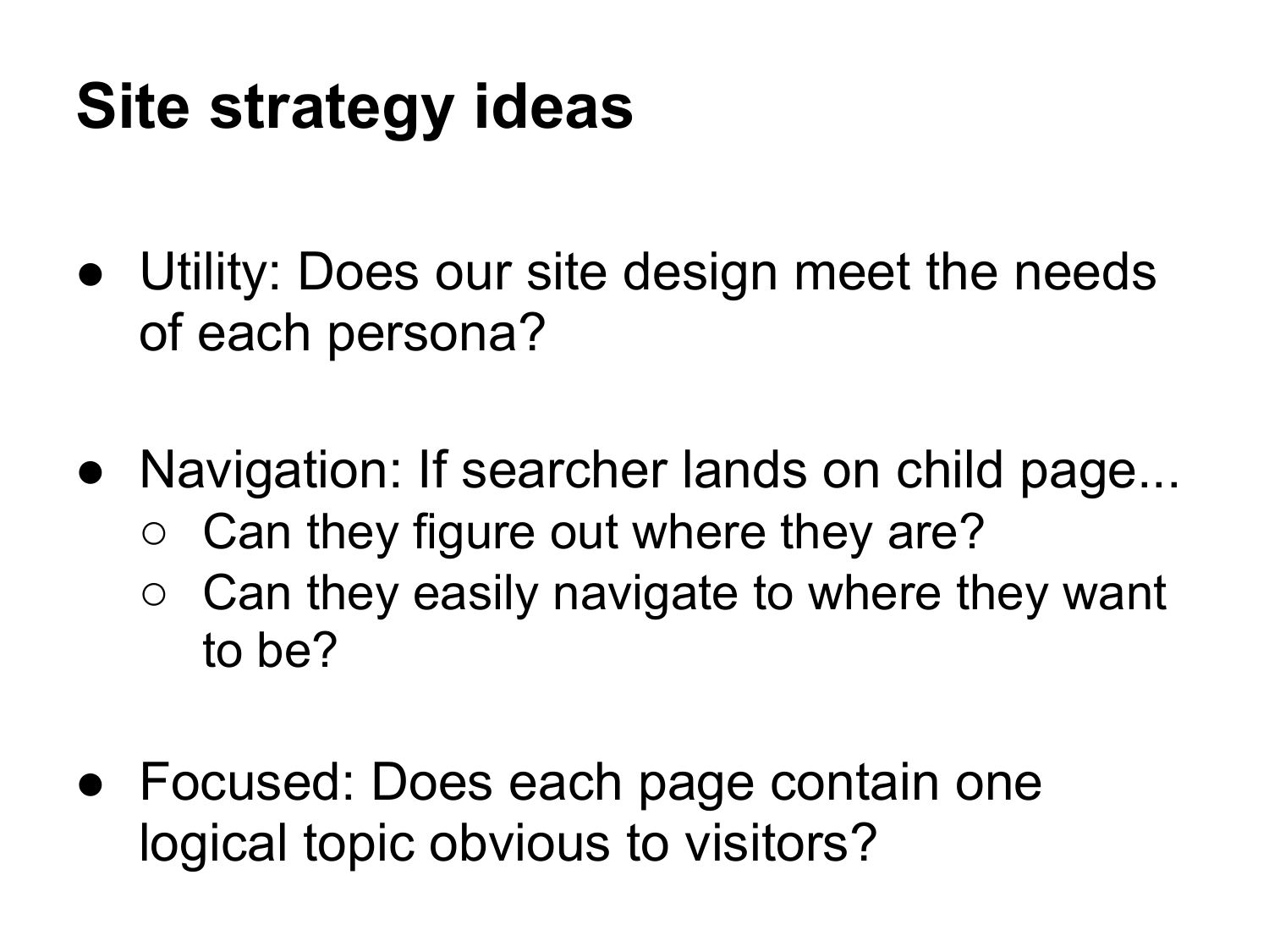# Site strategy ideas

- Utility: Does our site design meet the needs of each persona?

- Navigation: If searcher lands on child page...
  - Can they figure out where they are?
  - Can they easily navigate to where they want to be?

- Focused: Does each page contain one logical topic obvious to visitors?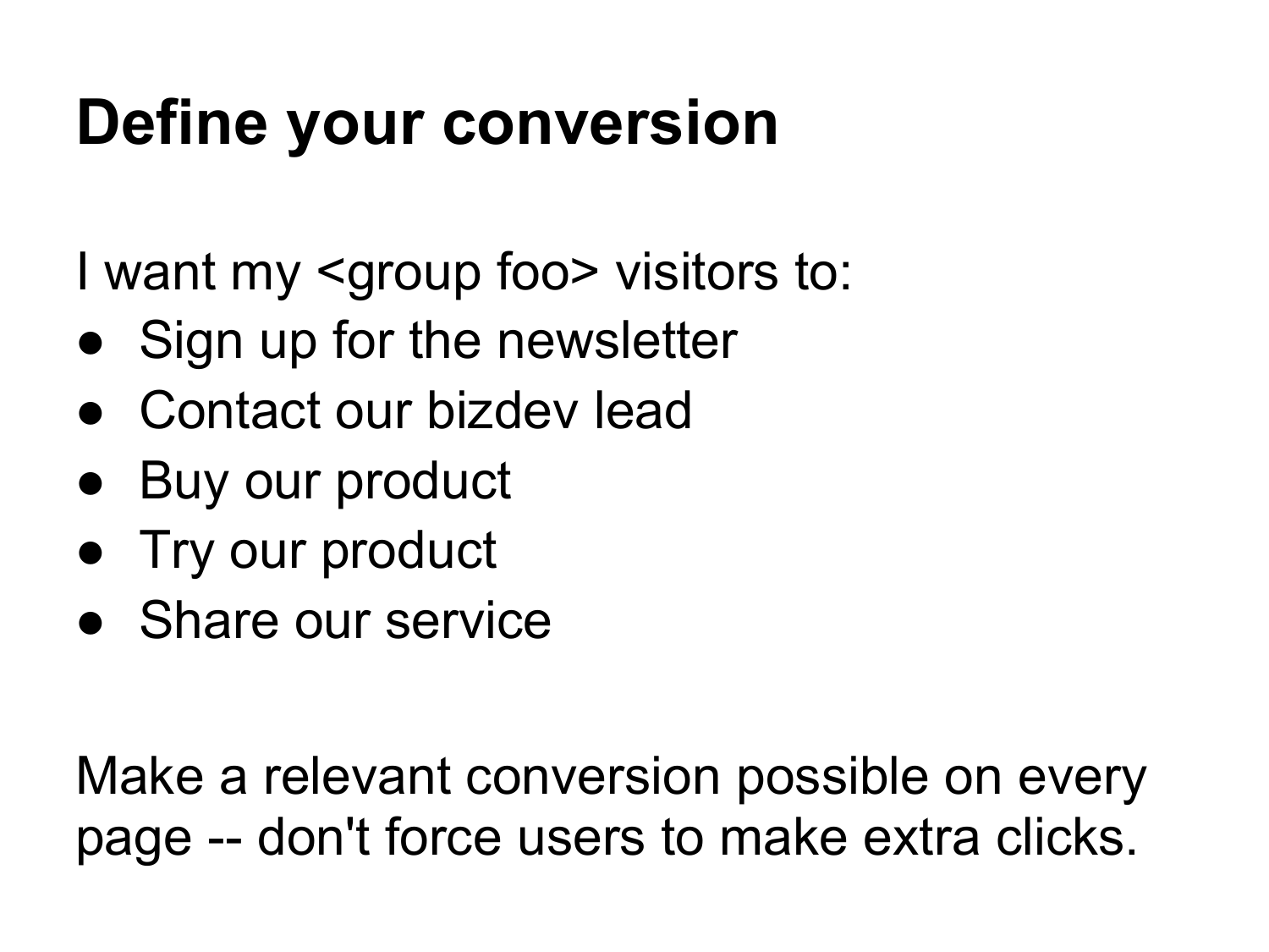# Define your conversion

I want my <group foo> visitors to:

- Sign up for the newsletter
- Contact our bizdev lead
- Buy our product
- Try our product
- Share our service

Make a relevant conversion possible on every page -- don't force users to make extra clicks.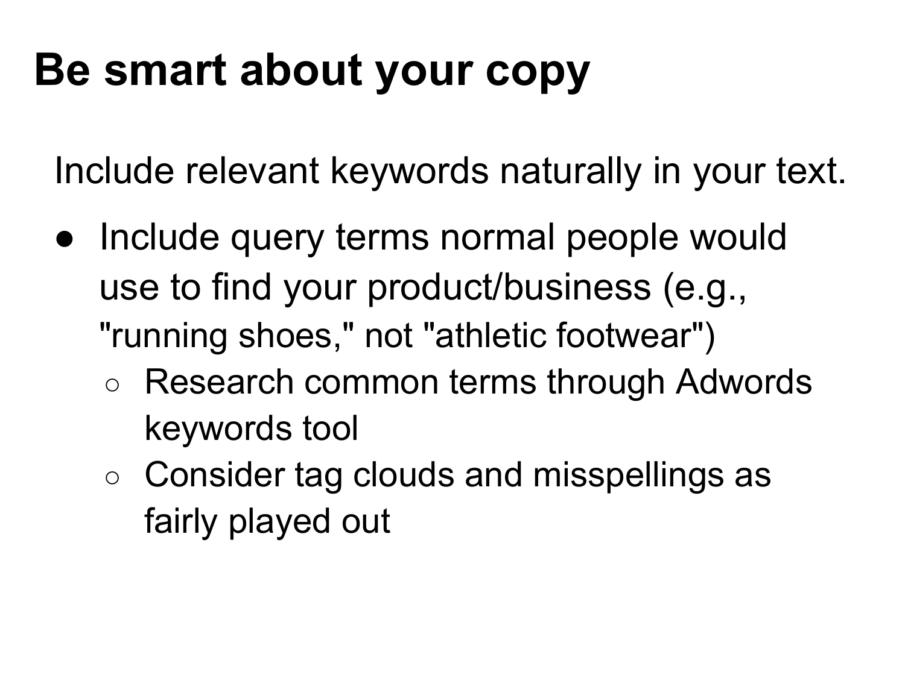# Be smart about your copy

Include relevant keywords naturally in your text.

- Include query terms normal people would use to find your product/business (e.g., "running shoes," not "athletic footwear")
  - Research common terms through Adwords keywords tool
  - Consider tag clouds and misspellings as fairly played out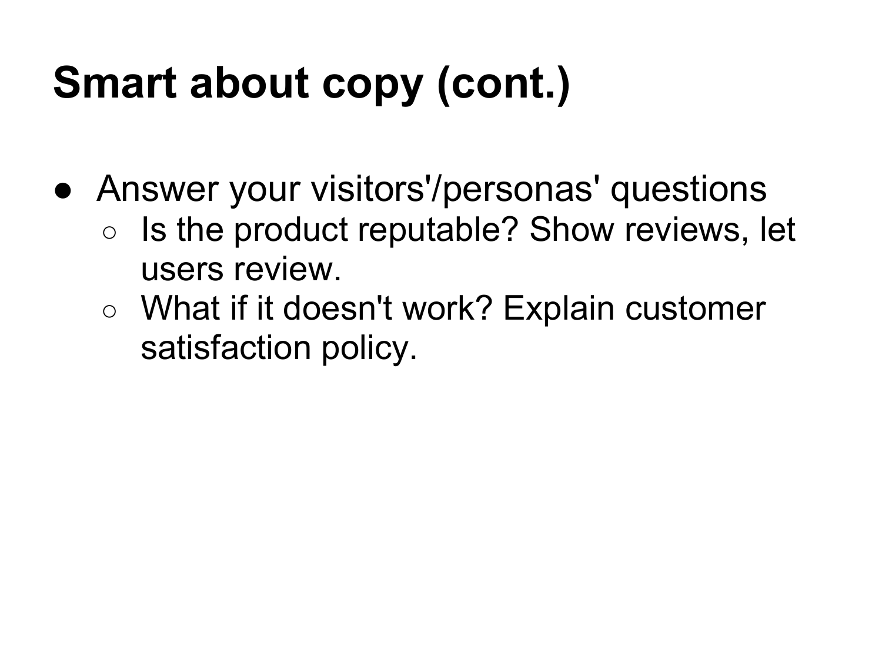# Smart about copy (cont.)

- Answer your visitors'/personas' questions
  - Is the product reputable? Show reviews, let users review.
  - What if it doesn't work? Explain customer satisfaction policy.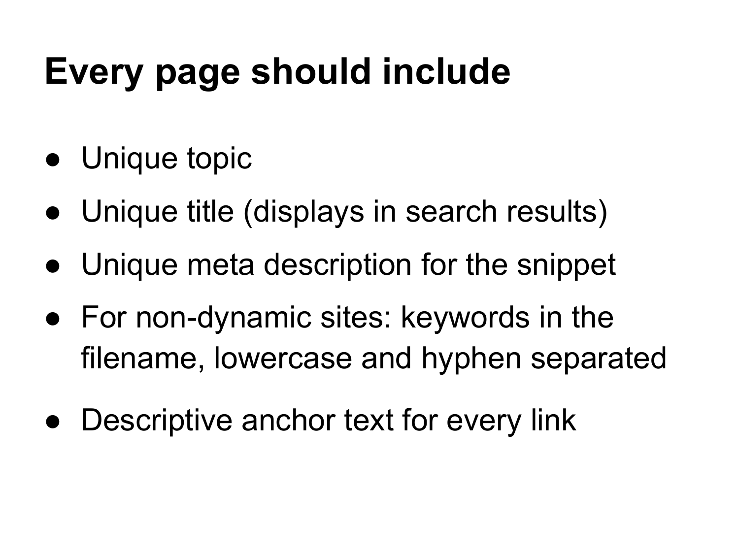# Every page should include

- Unique topic
- Unique title (displays in search results)
- Unique meta description for the snippet
- For non-dynamic sites: keywords in the filename, lowercase and hyphen separated
- Descriptive anchor text for every link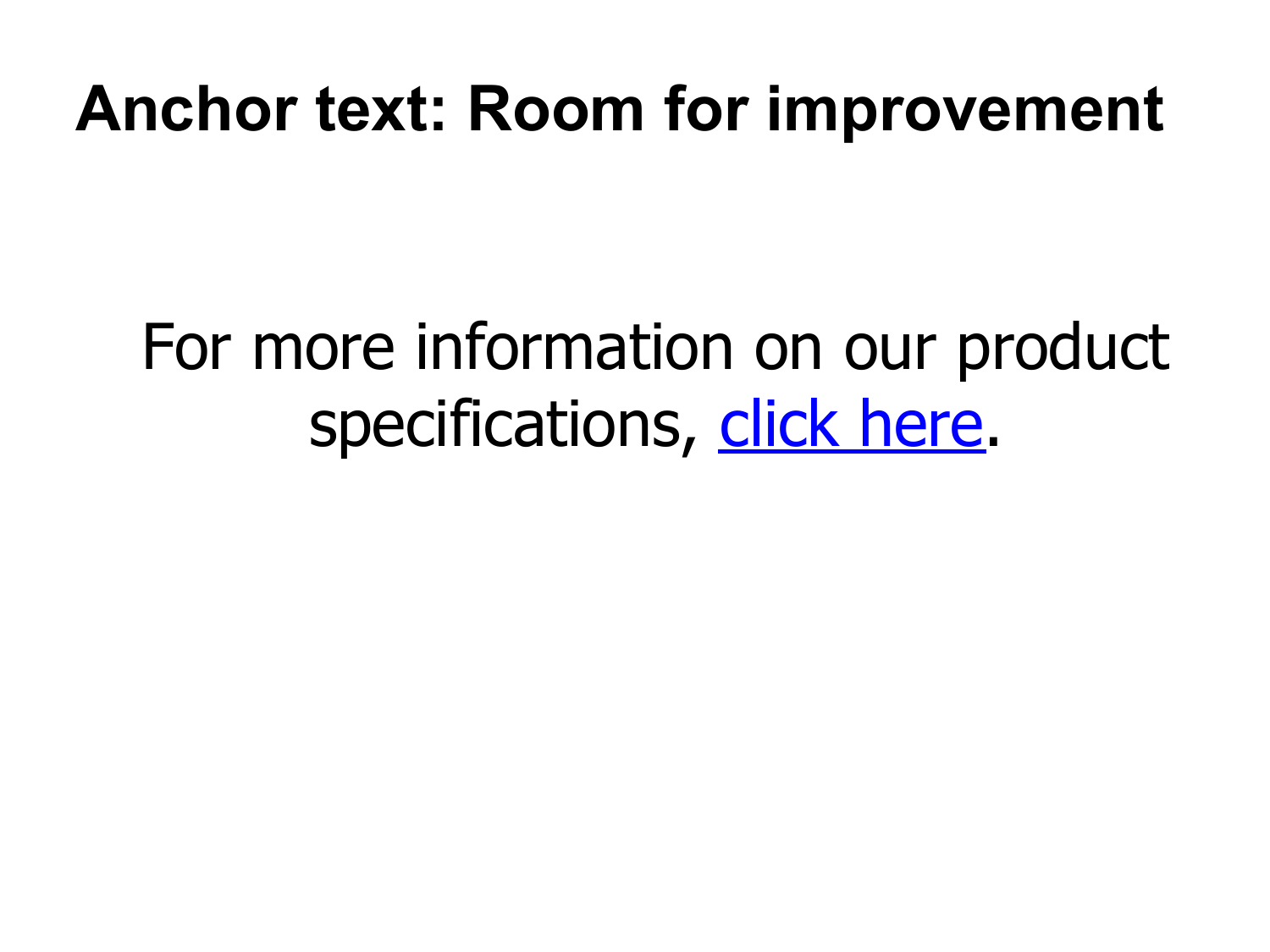# Anchor text: Room for improvement

For more information on our product specifications, click here.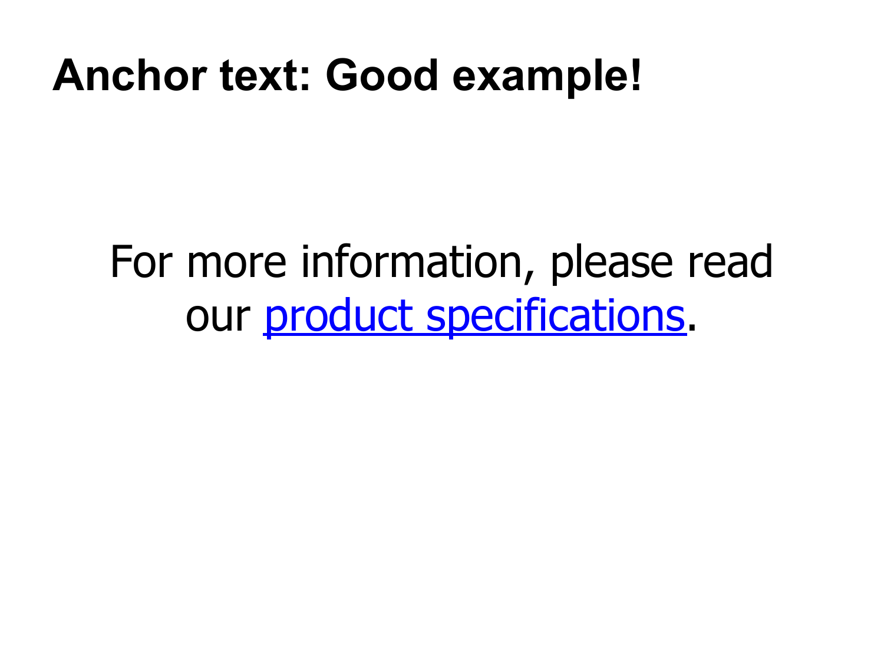# Anchor text: Good example!

For more information, please read our product specifications.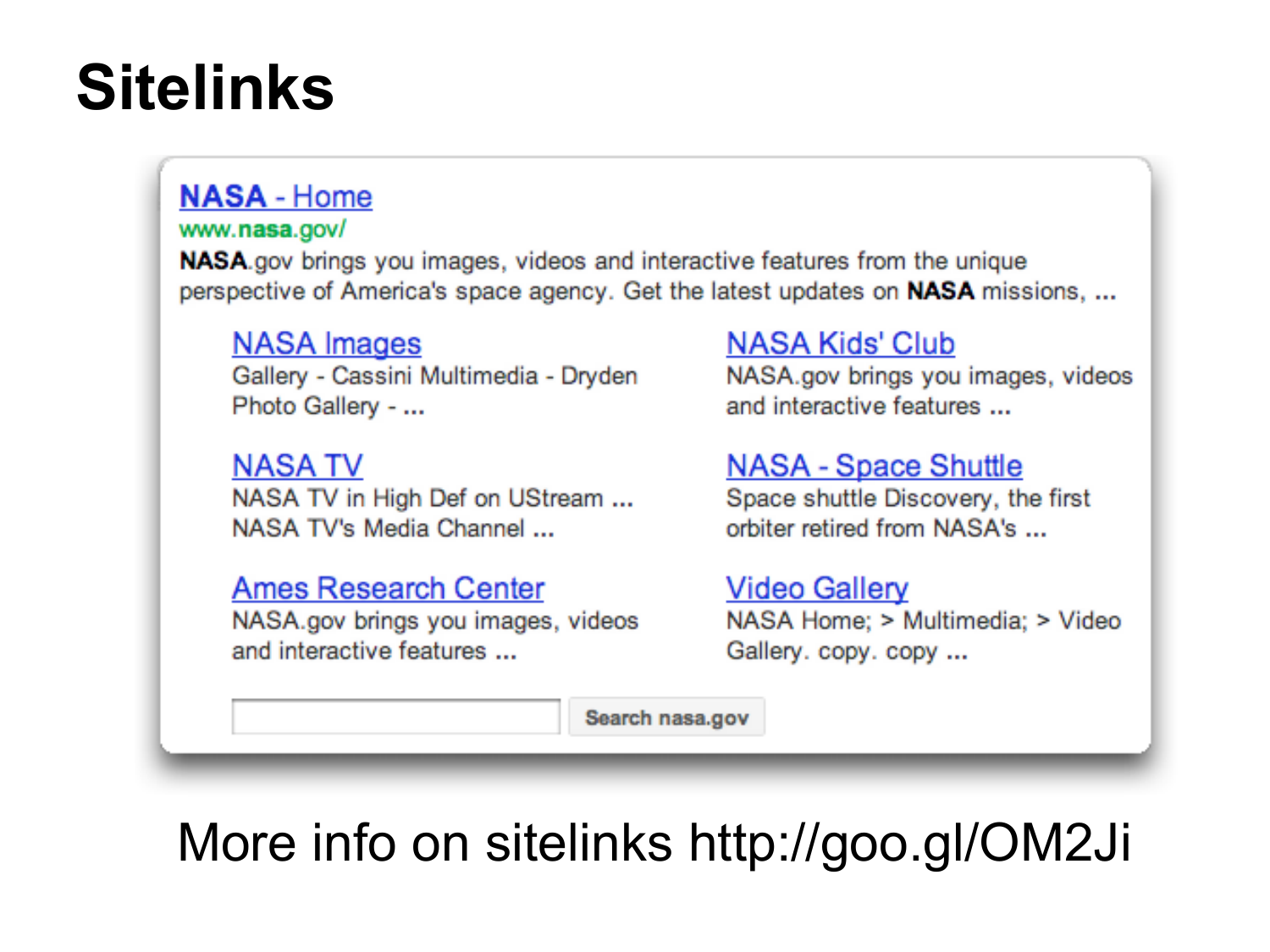# Sitelinks

**[NASA - Home](http://www.nasa.gov/)**
www.nasa.gov/
**NASA**.gov brings you images, videos and interactive features from the unique perspective of America's space agency. Get the latest updates on **NASA** missions, ...

- **NASA Images**
  Gallery - Cassini Multimedia - Dryden Photo Gallery - ...
- **NASA Kids' Club**
  NASA.gov brings you images, videos and interactive features ...
- **NASA TV**
  NASA TV in High Def on UStream ... NASA TV's Media Channel ...
- **NASA - Space Shuttle**
  Space shuttle Discovery, the first orbiter retired from NASA's ...
- **Ames Research Center**
  NASA.gov brings you images, videos and interactive features ...
- **Video Gallery**
  NASA Home; > Multimedia; > Video Gallery. copy. copy ...

Search nasa.gov

More info on sitelinks http://goo.gl/OM2Ji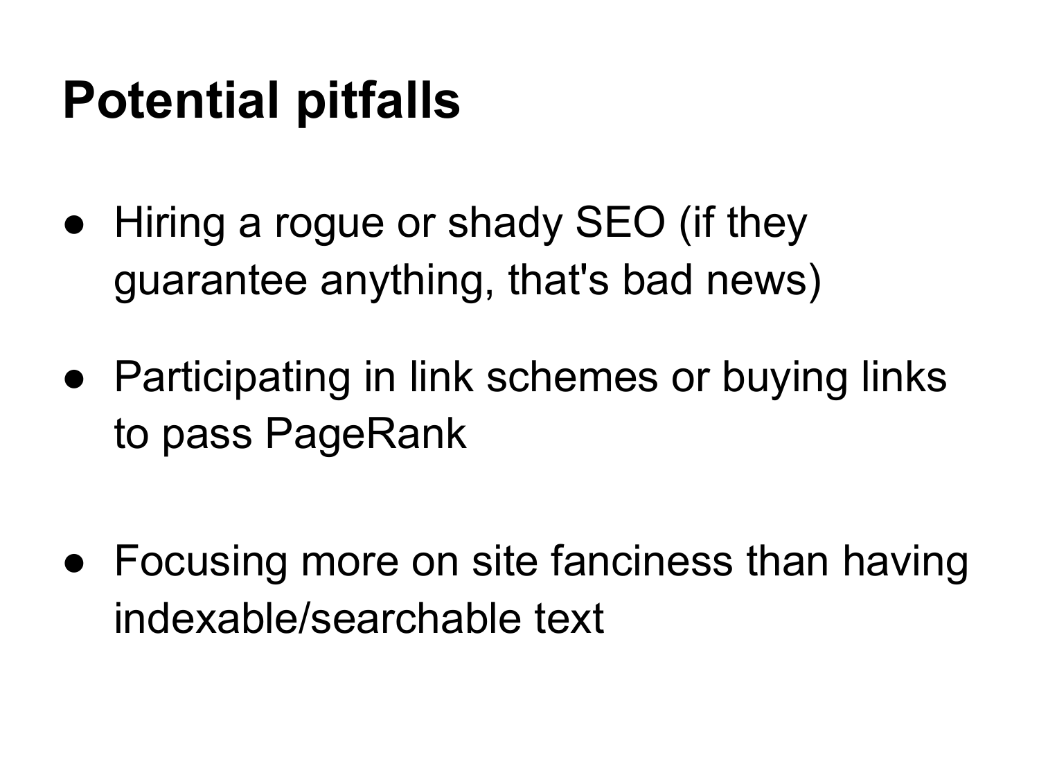# Potential pitfalls

- Hiring a rogue or shady SEO (if they guarantee anything, that's bad news)
- Participating in link schemes or buying links to pass PageRank
- Focusing more on site fanciness than having indexable/searchable text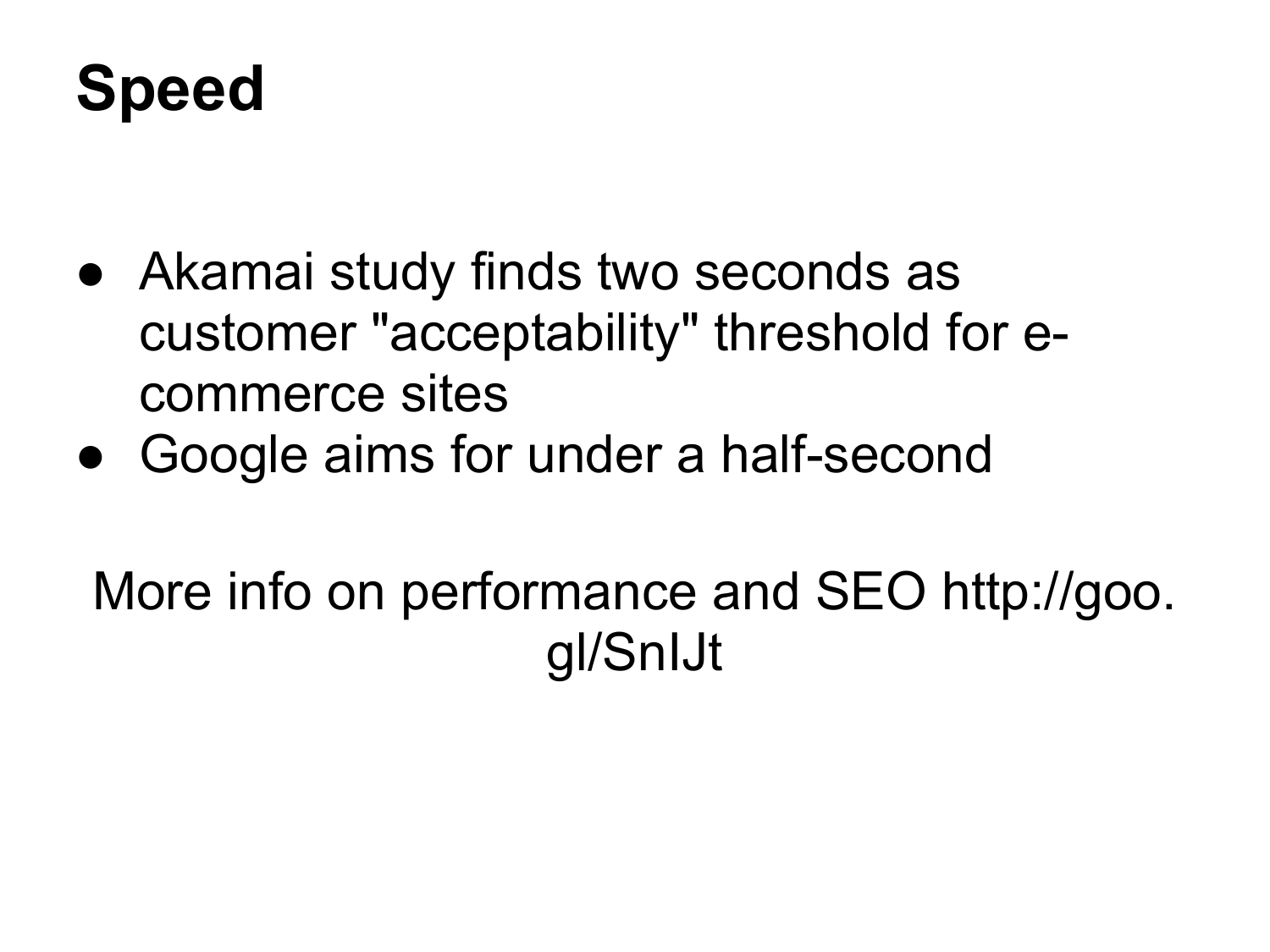# Speed

- Akamai study finds two seconds as customer "acceptability" threshold for e-commerce sites
- Google aims for under a half-second

More info on performance and SEO http://goo.gl/SnIJt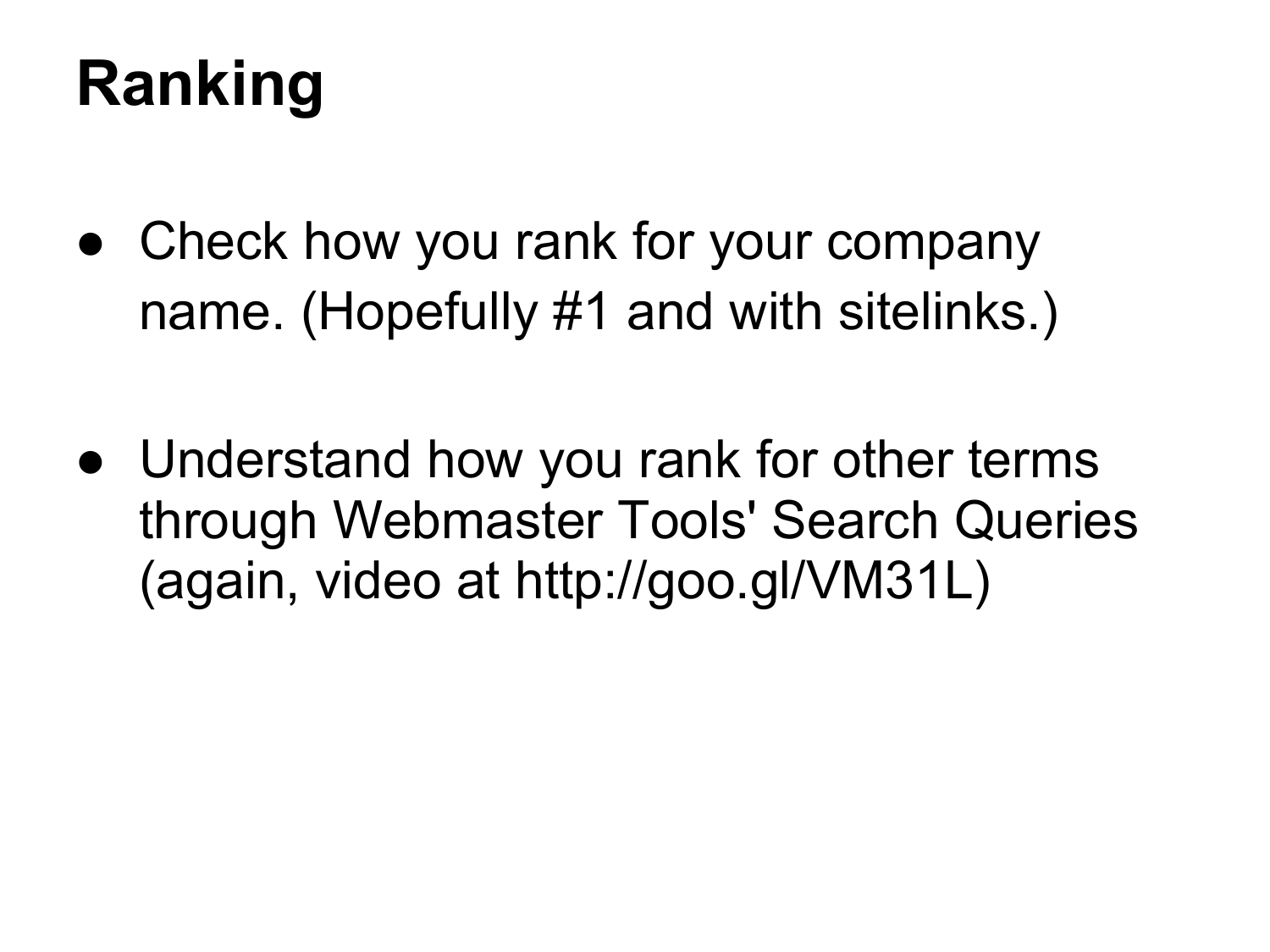# Ranking

- Check how you rank for your company name. (Hopefully #1 and with sitelinks.)

- Understand how you rank for other terms through Webmaster Tools' Search Queries (again, video at http://goo.gl/VM31L)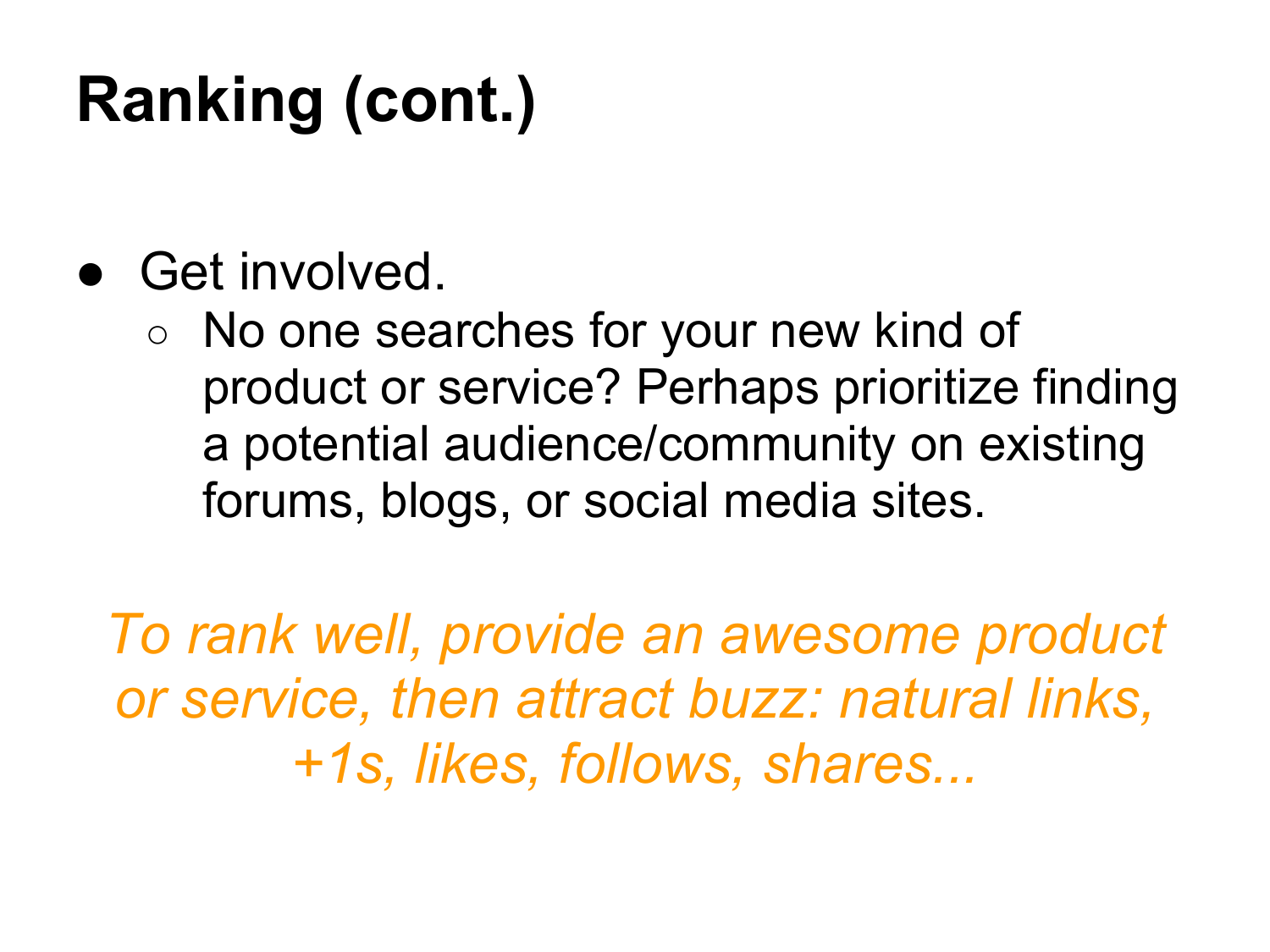# Ranking (cont.)

- Get involved.
  - No one searches for your new kind of product or service? Perhaps prioritize finding a potential audience/community on existing forums, blogs, or social media sites.

*To rank well, provide an awesome product or service, then attract buzz: natural links, +1s, likes, follows, shares...*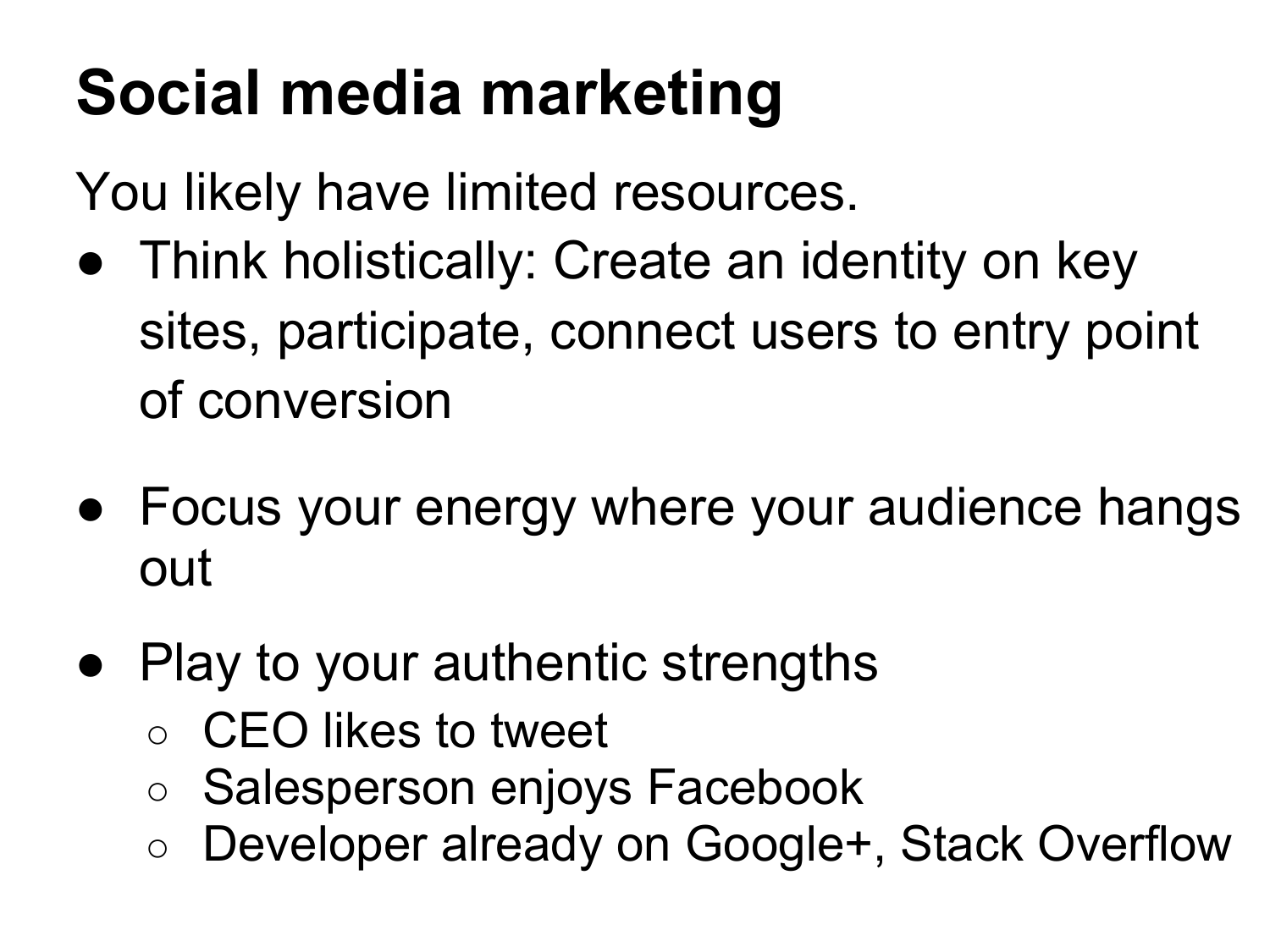# Social media marketing

You likely have limited resources.

- Think holistically: Create an identity on key sites, participate, connect users to entry point of conversion
- Focus your energy where your audience hangs out
- Play to your authentic strengths
  - CEO likes to tweet
  - Salesperson enjoys Facebook
  - Developer already on Google+, Stack Overflow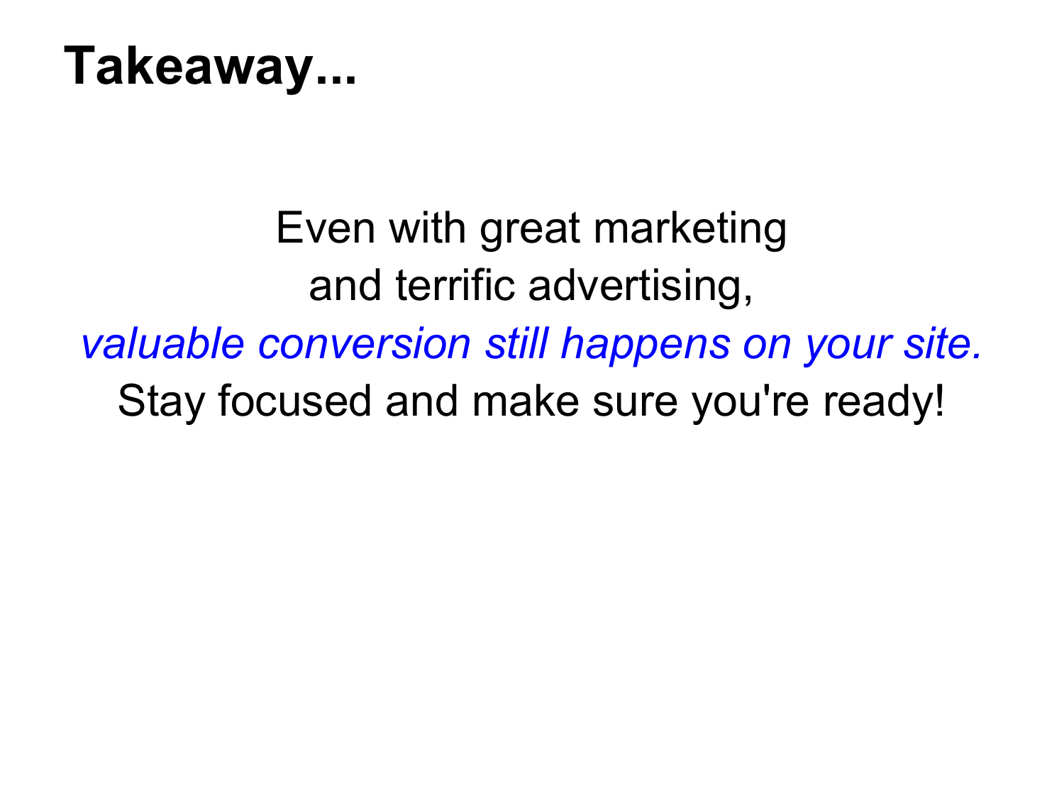# Takeaway...

Even with great marketing
and terrific advertising,
*valuable conversion still happens on your site.*
Stay focused and make sure you're ready!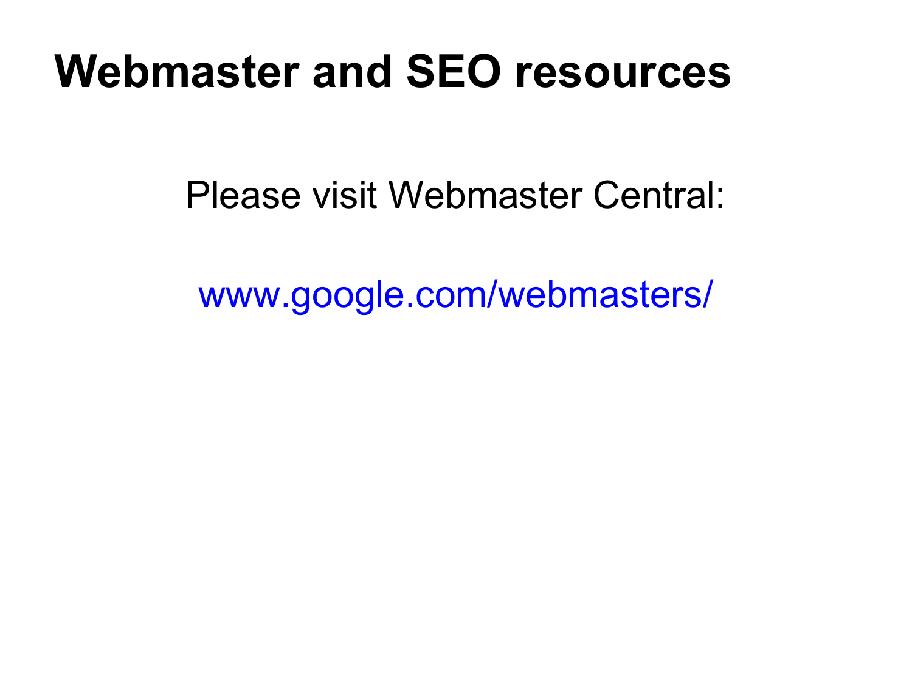# Webmaster and SEO resources

Please visit Webmaster Central:

www.google.com/webmasters/